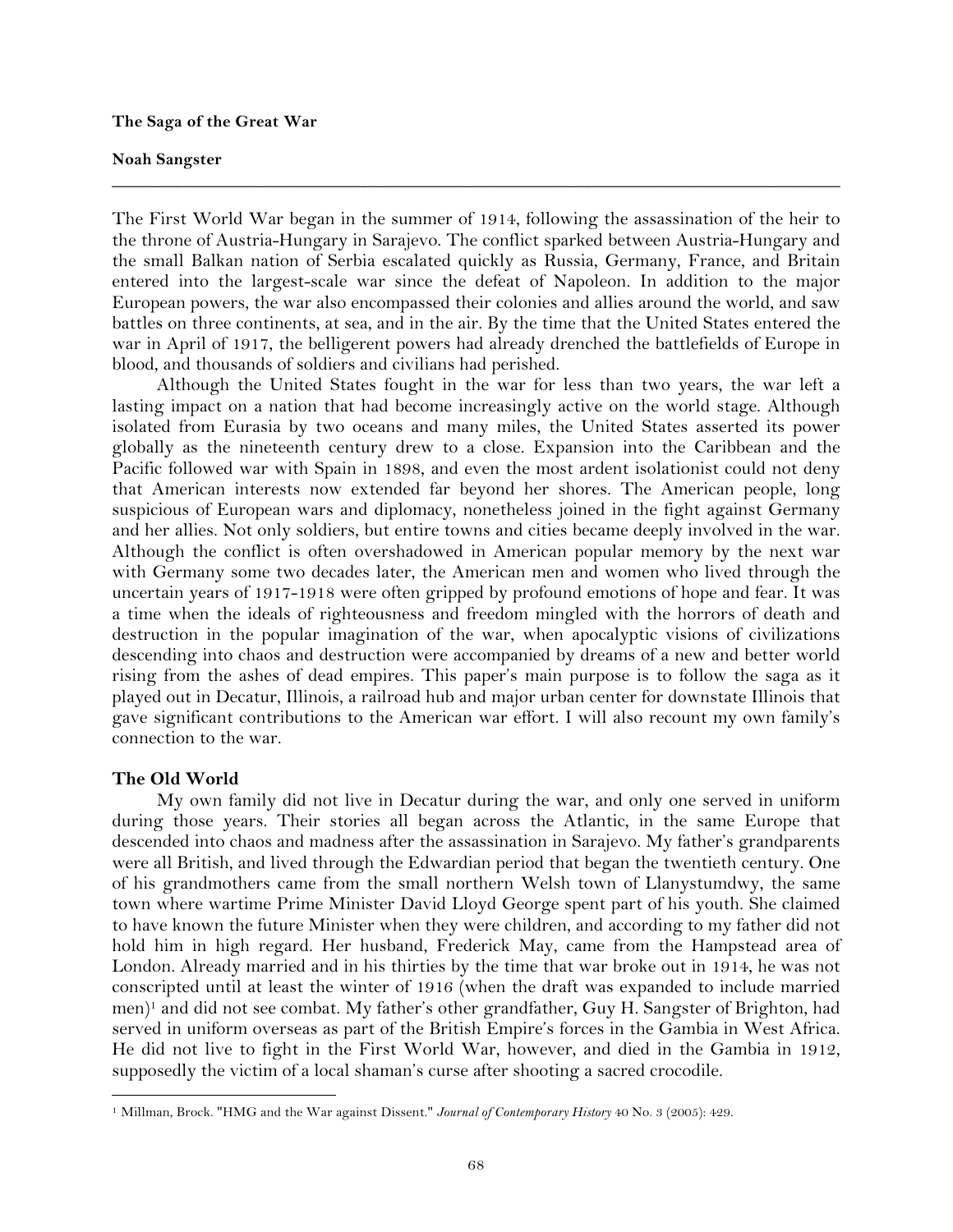**The Saga of the Great War**

**Noah Sangster**

---

The First World War began in the summer of 1914, following the assassination of the heir to the throne of Austria-Hungary in Sarajevo. The conflict sparked between Austria-Hungary and the small Balkan nation of Serbia escalated quickly as Russia, Germany, France, and Britain entered into the largest-scale war since the defeat of Napoleon. In addition to the major European powers, the war also encompassed their colonies and allies around the world, and saw battles on three continents, at sea, and in the air. By the time that the United States entered the war in April of 1917, the belligerent powers had already drenched the battlefields of Europe in blood, and thousands of soldiers and civilians had perished.

Although the United States fought in the war for less than two years, the war left a lasting impact on a nation that had become increasingly active on the world stage. Although isolated from Eurasia by two oceans and many miles, the United States asserted its power globally as the nineteenth century drew to a close. Expansion into the Caribbean and the Pacific followed war with Spain in 1898, and even the most ardent isolationist could not deny that American interests now extended far beyond her shores. The American people, long suspicious of European wars and diplomacy, nonetheless joined in the fight against Germany and her allies. Not only soldiers, but entire towns and cities became deeply involved in the war. Although the conflict is often overshadowed in American popular memory by the next war with Germany some two decades later, the American men and women who lived through the uncertain years of 1917-1918 were often gripped by profound emotions of hope and fear. It was a time when the ideals of righteousness and freedom mingled with the horrors of death and destruction in the popular imagination of the war, when apocalyptic visions of civilizations descending into chaos and destruction were accompanied by dreams of a new and better world rising from the ashes of dead empires. This paper's main purpose is to follow the saga as it played out in Decatur, Illinois, a railroad hub and major urban center for downstate Illinois that gave significant contributions to the American war effort. I will also recount my own family's connection to the war.

## The Old World

My own family did not live in Decatur during the war, and only one served in uniform during those years. Their stories all began across the Atlantic, in the same Europe that descended into chaos and madness after the assassination in Sarajevo. My father's grandparents were all British, and lived through the Edwardian period that began the twentieth century. One of his grandmothers came from the small northern Welsh town of Llanystumdwy, the same town where wartime Prime Minister David Lloyd George spent part of his youth. She claimed to have known the future Minister when they were children, and according to my father did not hold him in high regard. Her husband, Frederick May, came from the Hampstead area of London. Already married and in his thirties by the time that war broke out in 1914, he was not conscripted until at least the winter of 1916 (when the draft was expanded to include married men)[1] and did not see combat. My father's other grandfather, Guy H. Sangster of Brighton, had served in uniform overseas as part of the British Empire's forces in the Gambia in West Africa. He did not live to fight in the First World War, however, and died in the Gambia in 1912, supposedly the victim of a local shaman's curse after shooting a sacred crocodile.

---

[1] Millman, Brock. "HMG and the War against Dissent." *Journal of Contemporary History* 40 No. 3 (2005): 429.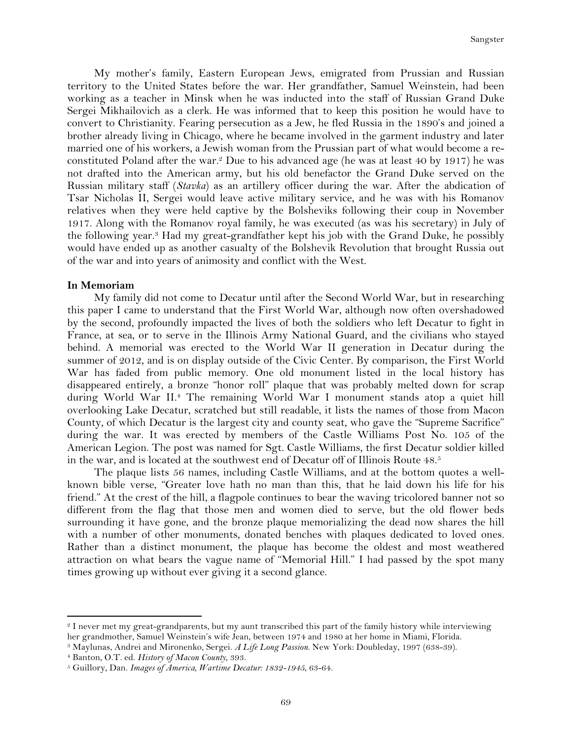My mother's family, Eastern European Jews, emigrated from Prussian and Russian territory to the United States before the war. Her grandfather, Samuel Weinstein, had been working as a teacher in Minsk when he was inducted into the staff of Russian Grand Duke Sergei Mikhailovich as a clerk. He was informed that to keep this position he would have to convert to Christianity. Fearing persecution as a Jew, he fled Russia in the 1890's and joined a brother already living in Chicago, where he became involved in the garment industry and later married one of his workers, a Jewish woman from the Prussian part of what would become a re-constituted Poland after the war.[2] Due to his advanced age (he was at least 40 by 1917) he was not drafted into the American army, but his old benefactor the Grand Duke served on the Russian military staff (*Stavka*) as an artillery officer during the war. After the abdication of Tsar Nicholas II, Sergei would leave active military service, and he was with his Romanov relatives when they were held captive by the Bolsheviks following their coup in November 1917. Along with the Romanov royal family, he was executed (as was his secretary) in July of the following year.[3] Had my great-grandfather kept his job with the Grand Duke, he possibly would have ended up as another casualty of the Bolshevik Revolution that brought Russia out of the war and into years of animosity and conflict with the West.

**In Memoriam**

My family did not come to Decatur until after the Second World War, but in researching this paper I came to understand that the First World War, although now often overshadowed by the second, profoundly impacted the lives of both the soldiers who left Decatur to fight in France, at sea, or to serve in the Illinois Army National Guard, and the civilians who stayed behind. A memorial was erected to the World War II generation in Decatur during the summer of 2012, and is on display outside of the Civic Center. By comparison, the First World War has faded from public memory. One old monument listed in the local history has disappeared entirely, a bronze "honor roll" plaque that was probably melted down for scrap during World War II.[4] The remaining World War I monument stands atop a quiet hill overlooking Lake Decatur, scratched but still readable, it lists the names of those from Macon County, of which Decatur is the largest city and county seat, who gave the "Supreme Sacrifice" during the war. It was erected by members of the Castle Williams Post No. 105 of the American Legion. The post was named for Sgt. Castle Williams, the first Decatur soldier killed in the war, and is located at the southwest end of Decatur off of Illinois Route 48.[5]

The plaque lists 56 names, including Castle Williams, and at the bottom quotes a well-known bible verse, "Greater love hath no man than this, that he laid down his life for his friend." At the crest of the hill, a flagpole continues to bear the waving tricolored banner not so different from the flag that those men and women died to serve, but the old flower beds surrounding it have gone, and the bronze plaque memorializing the dead now shares the hill with a number of other monuments, donated benches with plaques dedicated to loved ones. Rather than a distinct monument, the plaque has become the oldest and most weathered attraction on what bears the vague name of "Memorial Hill." I had passed by the spot many times growing up without ever giving it a second glance.

---

[2] I never met my great-grandparents, but my aunt transcribed this part of the family history while interviewing her grandmother, Samuel Weinstein's wife Jean, between 1974 and 1980 at her home in Miami, Florida.

[3] Maylunas, Andrei and Mironenko, Sergei. *A Life Long Passion*. New York: Doubleday, 1997 (638-39).

[4] Banton, O.T. ed. *History of Macon County*, 393.

[5] Guillory, Dan. *Images of America, Wartime Decatur: 1832-1945*, 63-64.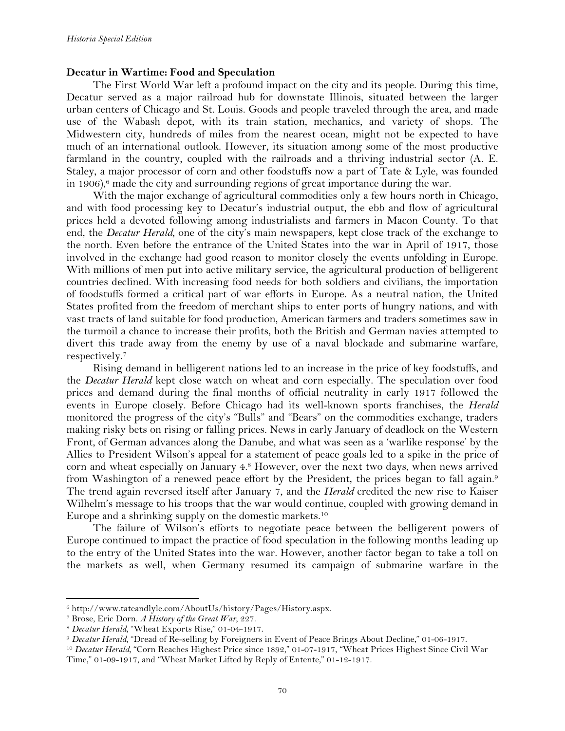**Decatur in Wartime: Food and Speculation**

The First World War left a profound impact on the city and its people. During this time, Decatur served as a major railroad hub for downstate Illinois, situated between the larger urban centers of Chicago and St. Louis. Goods and people traveled through the area, and made use of the Wabash depot, with its train station, mechanics, and variety of shops. The Midwestern city, hundreds of miles from the nearest ocean, might not be expected to have much of an international outlook. However, its situation among some of the most productive farmland in the country, coupled with the railroads and a thriving industrial sector (A. E. Staley, a major processor of corn and other foodstuffs now a part of Tate & Lyle, was founded in 1906),[6] made the city and surrounding regions of great importance during the war.

With the major exchange of agricultural commodities only a few hours north in Chicago, and with food processing key to Decatur's industrial output, the ebb and flow of agricultural prices held a devoted following among industrialists and farmers in Macon County. To that end, the *Decatur Herald*, one of the city's main newspapers, kept close track of the exchange to the north. Even before the entrance of the United States into the war in April of 1917, those involved in the exchange had good reason to monitor closely the events unfolding in Europe. With millions of men put into active military service, the agricultural production of belligerent countries declined. With increasing food needs for both soldiers and civilians, the importation of foodstuffs formed a critical part of war efforts in Europe. As a neutral nation, the United States profited from the freedom of merchant ships to enter ports of hungry nations, and with vast tracts of land suitable for food production, American farmers and traders sometimes saw in the turmoil a chance to increase their profits, both the British and German navies attempted to divert this trade away from the enemy by use of a naval blockade and submarine warfare, respectively.[7]

Rising demand in belligerent nations led to an increase in the price of key foodstuffs, and the *Decatur Herald* kept close watch on wheat and corn especially. The speculation over food prices and demand during the final months of official neutrality in early 1917 followed the events in Europe closely. Before Chicago had its well-known sports franchises, the *Herald* monitored the progress of the city's "Bulls" and "Bears" on the commodities exchange, traders making risky bets on rising or falling prices. News in early January of deadlock on the Western Front, of German advances along the Danube, and what was seen as a 'warlike response' by the Allies to President Wilson's appeal for a statement of peace goals led to a spike in the price of corn and wheat especially on January 4.[8] However, over the next two days, when news arrived from Washington of a renewed peace effort by the President, the prices began to fall again.[9] The trend again reversed itself after January 7, and the *Herald* credited the new rise to Kaiser Wilhelm's message to his troops that the war would continue, coupled with growing demand in Europe and a shrinking supply on the domestic markets.[10]

The failure of Wilson's efforts to negotiate peace between the belligerent powers of Europe continued to impact the practice of food speculation in the following months leading up to the entry of the United States into the war. However, another factor began to take a toll on the markets as well, when Germany resumed its campaign of submarine warfare in the

---

[6] http://www.tateandlyle.com/AboutUs/history/Pages/History.aspx.

[7] Brose, Eric Dorn. *A History of the Great War*, 227.

[8] *Decatur Herald*, "Wheat Exports Rise," 01-04-1917.

[9] *Decatur Herald*, "Dread of Re-selling by Foreigners in Event of Peace Brings About Decline," 01-06-1917.

[10] *Decatur Herald*, "Corn Reaches Highest Price since 1892," 01-07-1917, "Wheat Prices Highest Since Civil War Time," 01-09-1917, and "Wheat Market Lifted by Reply of Entente," 01-12-1917.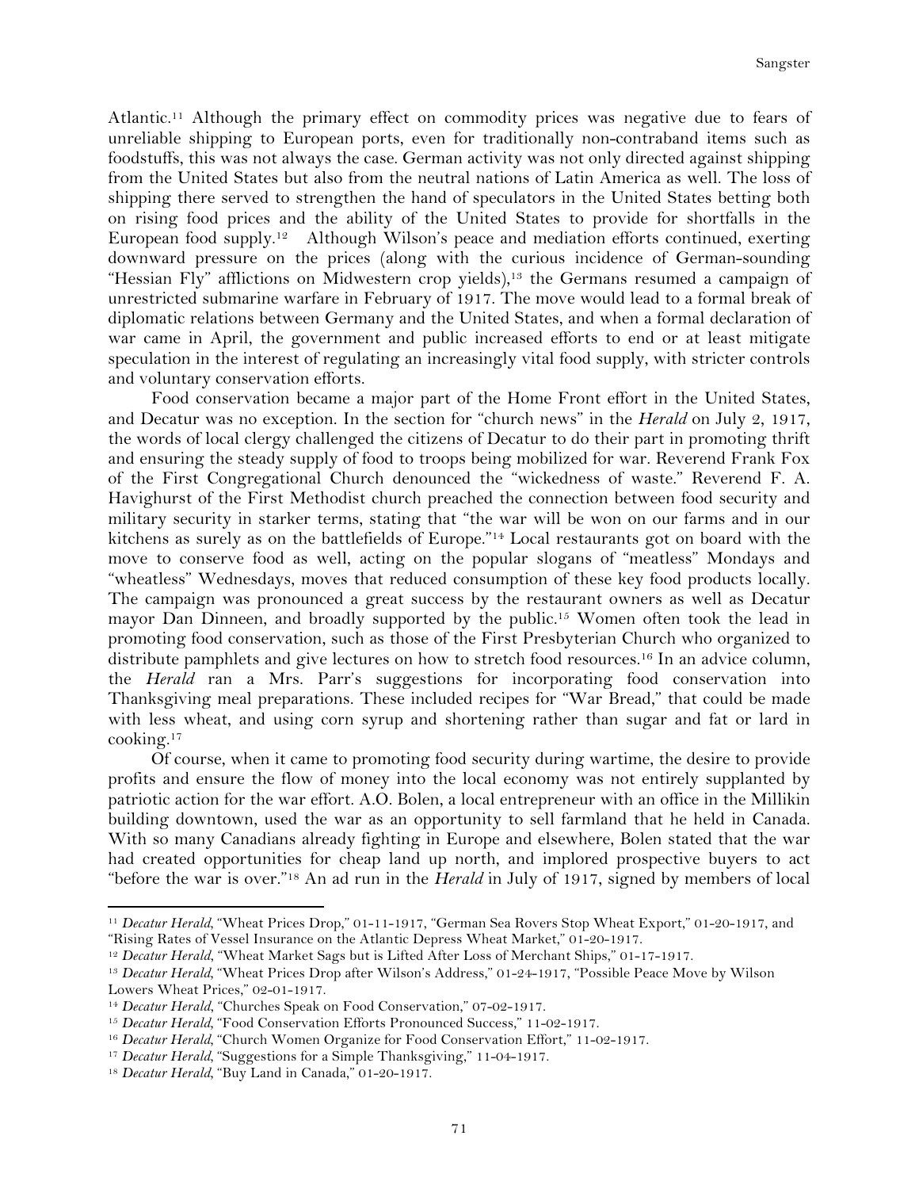Atlantic.[11] Although the primary effect on commodity prices was negative due to fears of unreliable shipping to European ports, even for traditionally non-contraband items such as foodstuffs, this was not always the case. German activity was not only directed against shipping from the United States but also from the neutral nations of Latin America as well. The loss of shipping there served to strengthen the hand of speculators in the United States betting both on rising food prices and the ability of the United States to provide for shortfalls in the European food supply.[12] Although Wilson's peace and mediation efforts continued, exerting downward pressure on the prices (along with the curious incidence of German-sounding "Hessian Fly" afflictions on Midwestern crop yields),[13] the Germans resumed a campaign of unrestricted submarine warfare in February of 1917. The move would lead to a formal break of diplomatic relations between Germany and the United States, and when a formal declaration of war came in April, the government and public increased efforts to end or at least mitigate speculation in the interest of regulating an increasingly vital food supply, with stricter controls and voluntary conservation efforts.

Food conservation became a major part of the Home Front effort in the United States, and Decatur was no exception. In the section for "church news" in the *Herald* on July 2, 1917, the words of local clergy challenged the citizens of Decatur to do their part in promoting thrift and ensuring the steady supply of food to troops being mobilized for war. Reverend Frank Fox of the First Congregational Church denounced the "wickedness of waste." Reverend F. A. Havighurst of the First Methodist church preached the connection between food security and military security in starker terms, stating that "the war will be won on our farms and in our kitchens as surely as on the battlefields of Europe."[14] Local restaurants got on board with the move to conserve food as well, acting on the popular slogans of "meatless" Mondays and "wheatless" Wednesdays, moves that reduced consumption of these key food products locally. The campaign was pronounced a great success by the restaurant owners as well as Decatur mayor Dan Dinneen, and broadly supported by the public.[15] Women often took the lead in promoting food conservation, such as those of the First Presbyterian Church who organized to distribute pamphlets and give lectures on how to stretch food resources.[16] In an advice column, the *Herald* ran a Mrs. Parr's suggestions for incorporating food conservation into Thanksgiving meal preparations. These included recipes for "War Bread," that could be made with less wheat, and using corn syrup and shortening rather than sugar and fat or lard in cooking.[17]

Of course, when it came to promoting food security during wartime, the desire to provide profits and ensure the flow of money into the local economy was not entirely supplanted by patriotic action for the war effort. A.O. Bolen, a local entrepreneur with an office in the Millikin building downtown, used the war as an opportunity to sell farmland that he held in Canada. With so many Canadians already fighting in Europe and elsewhere, Bolen stated that the war had created opportunities for cheap land up north, and implored prospective buyers to act "before the war is over."[18] An ad run in the *Herald* in July of 1917, signed by members of local

---

[11] *Decatur Herald*, "Wheat Prices Drop," 01-11-1917, "German Sea Rovers Stop Wheat Export," 01-20-1917, and "Rising Rates of Vessel Insurance on the Atlantic Depress Wheat Market," 01-20-1917.

[12] *Decatur Herald*, "Wheat Market Sags but is Lifted After Loss of Merchant Ships," 01-17-1917.

[13] *Decatur Herald*, "Wheat Prices Drop after Wilson's Address," 01-24-1917, "Possible Peace Move by Wilson Lowers Wheat Prices," 02-01-1917.

[14] *Decatur Herald*, "Churches Speak on Food Conservation," 07-02-1917.

[15] *Decatur Herald*, "Food Conservation Efforts Pronounced Success," 11-02-1917.

[16] *Decatur Herald*, "Church Women Organize for Food Conservation Effort," 11-02-1917.

[17] *Decatur Herald*, "Suggestions for a Simple Thanksgiving," 11-04-1917.

[18] *Decatur Herald*, "Buy Land in Canada," 01-20-1917.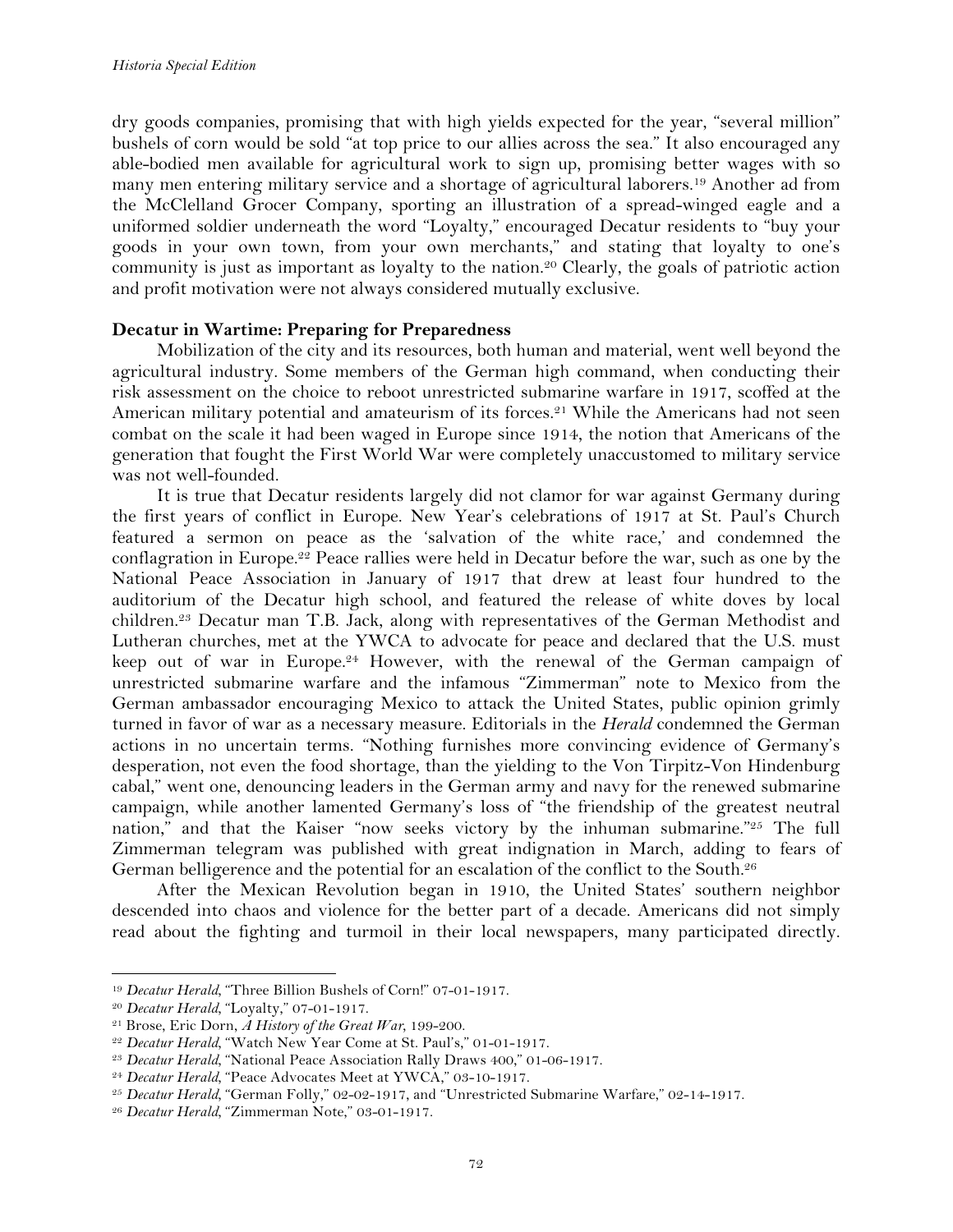dry goods companies, promising that with high yields expected for the year, "several million" bushels of corn would be sold "at top price to our allies across the sea." It also encouraged any able-bodied men available for agricultural work to sign up, promising better wages with so many men entering military service and a shortage of agricultural laborers.[19] Another ad from the McClelland Grocer Company, sporting an illustration of a spread-winged eagle and a uniformed soldier underneath the word "Loyalty," encouraged Decatur residents to "buy your goods in your own town, from your own merchants," and stating that loyalty to one's community is just as important as loyalty to the nation.[20] Clearly, the goals of patriotic action and profit motivation were not always considered mutually exclusive.

**Decatur in Wartime: Preparing for Preparedness**

Mobilization of the city and its resources, both human and material, went well beyond the agricultural industry. Some members of the German high command, when conducting their risk assessment on the choice to reboot unrestricted submarine warfare in 1917, scoffed at the American military potential and amateurism of its forces.[21] While the Americans had not seen combat on the scale it had been waged in Europe since 1914, the notion that Americans of the generation that fought the First World War were completely unaccustomed to military service was not well-founded.

It is true that Decatur residents largely did not clamor for war against Germany during the first years of conflict in Europe. New Year's celebrations of 1917 at St. Paul's Church featured a sermon on peace as the 'salvation of the white race,' and condemned the conflagration in Europe.[22] Peace rallies were held in Decatur before the war, such as one by the National Peace Association in January of 1917 that drew at least four hundred to the auditorium of the Decatur high school, and featured the release of white doves by local children.[23] Decatur man T.B. Jack, along with representatives of the German Methodist and Lutheran churches, met at the YWCA to advocate for peace and declared that the U.S. must keep out of war in Europe.[24] However, with the renewal of the German campaign of unrestricted submarine warfare and the infamous "Zimmerman" note to Mexico from the German ambassador encouraging Mexico to attack the United States, public opinion grimly turned in favor of war as a necessary measure. Editorials in the *Herald* condemned the German actions in no uncertain terms. "Nothing furnishes more convincing evidence of Germany's desperation, not even the food shortage, than the yielding to the Von Tirpitz-Von Hindenburg cabal," went one, denouncing leaders in the German army and navy for the renewed submarine campaign, while another lamented Germany's loss of "the friendship of the greatest neutral nation," and that the Kaiser "now seeks victory by the inhuman submarine."[25] The full Zimmerman telegram was published with great indignation in March, adding to fears of German belligerence and the potential for an escalation of the conflict to the South.[26]

After the Mexican Revolution began in 1910, the United States' southern neighbor descended into chaos and violence for the better part of a decade. Americans did not simply read about the fighting and turmoil in their local newspapers, many participated directly.

---

[19] *Decatur Herald*, "Three Billion Bushels of Corn!" 07-01-1917.

[20] *Decatur Herald*, "Loyalty," 07-01-1917.

[21] Brose, Eric Dorn, *A History of the Great War*, 199-200.

[22] *Decatur Herald*, "Watch New Year Come at St. Paul's," 01-01-1917.

[23] *Decatur Herald*, "National Peace Association Rally Draws 400," 01-06-1917.

[24] *Decatur Herald*, "Peace Advocates Meet at YWCA," 03-10-1917.

[25] *Decatur Herald*, "German Folly," 02-02-1917, and "Unrestricted Submarine Warfare," 02-14-1917.

[26] *Decatur Herald*, "Zimmerman Note," 03-01-1917.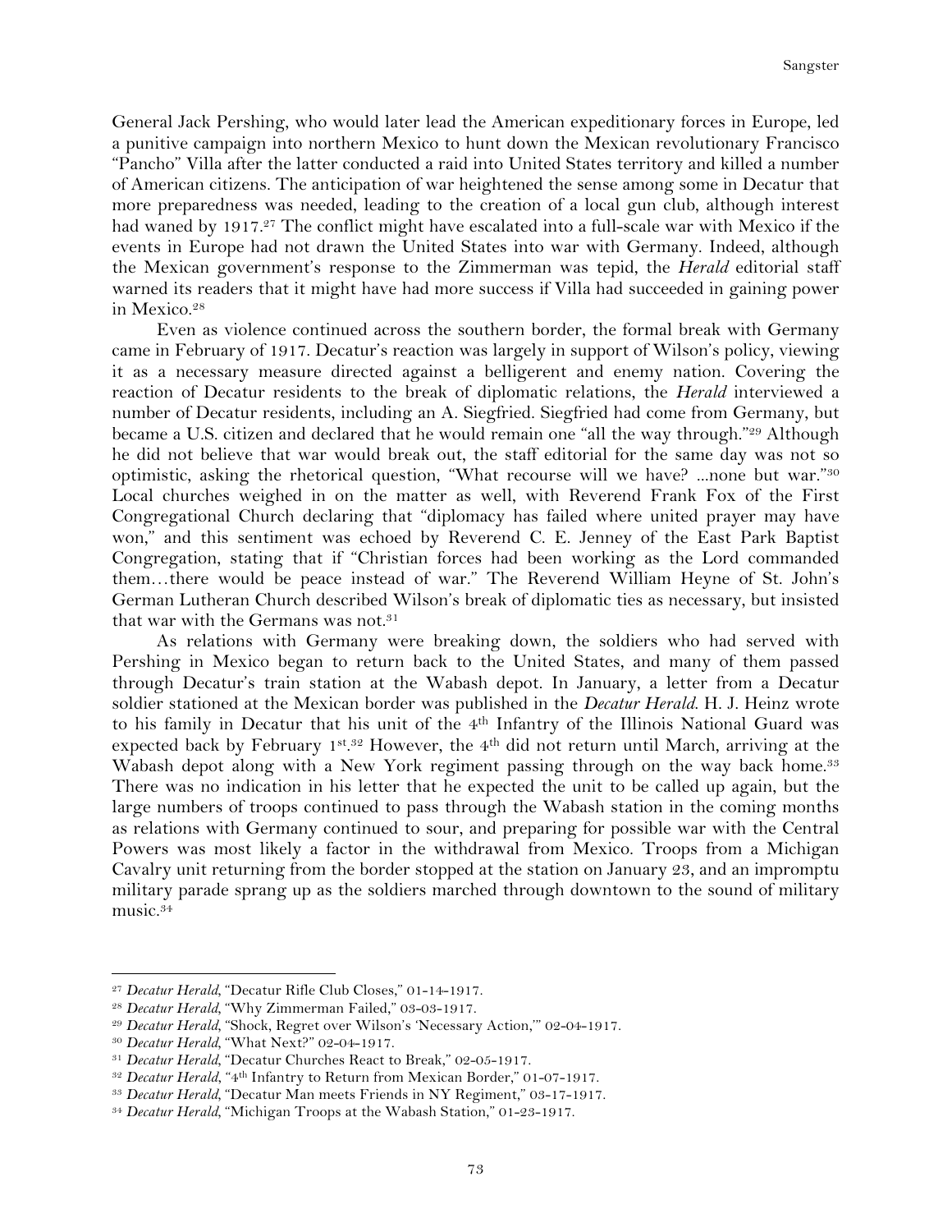General Jack Pershing, who would later lead the American expeditionary forces in Europe, led a punitive campaign into northern Mexico to hunt down the Mexican revolutionary Francisco "Pancho" Villa after the latter conducted a raid into United States territory and killed a number of American citizens. The anticipation of war heightened the sense among some in Decatur that more preparedness was needed, leading to the creation of a local gun club, although interest had waned by 1917.[27] The conflict might have escalated into a full-scale war with Mexico if the events in Europe had not drawn the United States into war with Germany. Indeed, although the Mexican government's response to the Zimmerman was tepid, the *Herald* editorial staff warned its readers that it might have had more success if Villa had succeeded in gaining power in Mexico.[28]

Even as violence continued across the southern border, the formal break with Germany came in February of 1917. Decatur's reaction was largely in support of Wilson's policy, viewing it as a necessary measure directed against a belligerent and enemy nation. Covering the reaction of Decatur residents to the break of diplomatic relations, the *Herald* interviewed a number of Decatur residents, including an A. Siegfried. Siegfried had come from Germany, but became a U.S. citizen and declared that he would remain one "all the way through."[29] Although he did not believe that war would break out, the staff editorial for the same day was not so optimistic, asking the rhetorical question, "What recourse will we have? ...none but war."[30] Local churches weighed in on the matter as well, with Reverend Frank Fox of the First Congregational Church declaring that "diplomacy has failed where united prayer may have won," and this sentiment was echoed by Reverend C. E. Jenney of the East Park Baptist Congregation, stating that if "Christian forces had been working as the Lord commanded them…there would be peace instead of war." The Reverend William Heyne of St. John's German Lutheran Church described Wilson's break of diplomatic ties as necessary, but insisted that war with the Germans was not.[31]

As relations with Germany were breaking down, the soldiers who had served with Pershing in Mexico began to return back to the United States, and many of them passed through Decatur's train station at the Wabash depot. In January, a letter from a Decatur soldier stationed at the Mexican border was published in the *Decatur Herald*. H. J. Heinz wrote to his family in Decatur that his unit of the 4th Infantry of the Illinois National Guard was expected back by February 1st.[32] However, the 4th did not return until March, arriving at the Wabash depot along with a New York regiment passing through on the way back home.[33] There was no indication in his letter that he expected the unit to be called up again, but the large numbers of troops continued to pass through the Wabash station in the coming months as relations with Germany continued to sour, and preparing for possible war with the Central Powers was most likely a factor in the withdrawal from Mexico. Troops from a Michigan Cavalry unit returning from the border stopped at the station on January 23, and an impromptu military parade sprang up as the soldiers marched through downtown to the sound of military music.[34]

---

[27] *Decatur Herald*, "Decatur Rifle Club Closes," 01-14-1917.

[28] *Decatur Herald*, "Why Zimmerman Failed," 03-03-1917.

[29] *Decatur Herald*, "Shock, Regret over Wilson's 'Necessary Action,'" 02-04-1917.

[30] *Decatur Herald*, "What Next?" 02-04-1917.

[31] *Decatur Herald*, "Decatur Churches React to Break," 02-05-1917.

[32] *Decatur Herald*, "4th Infantry to Return from Mexican Border," 01-07-1917.

[33] *Decatur Herald*, "Decatur Man meets Friends in NY Regiment," 03-17-1917.

[34] *Decatur Herald*, "Michigan Troops at the Wabash Station," 01-23-1917.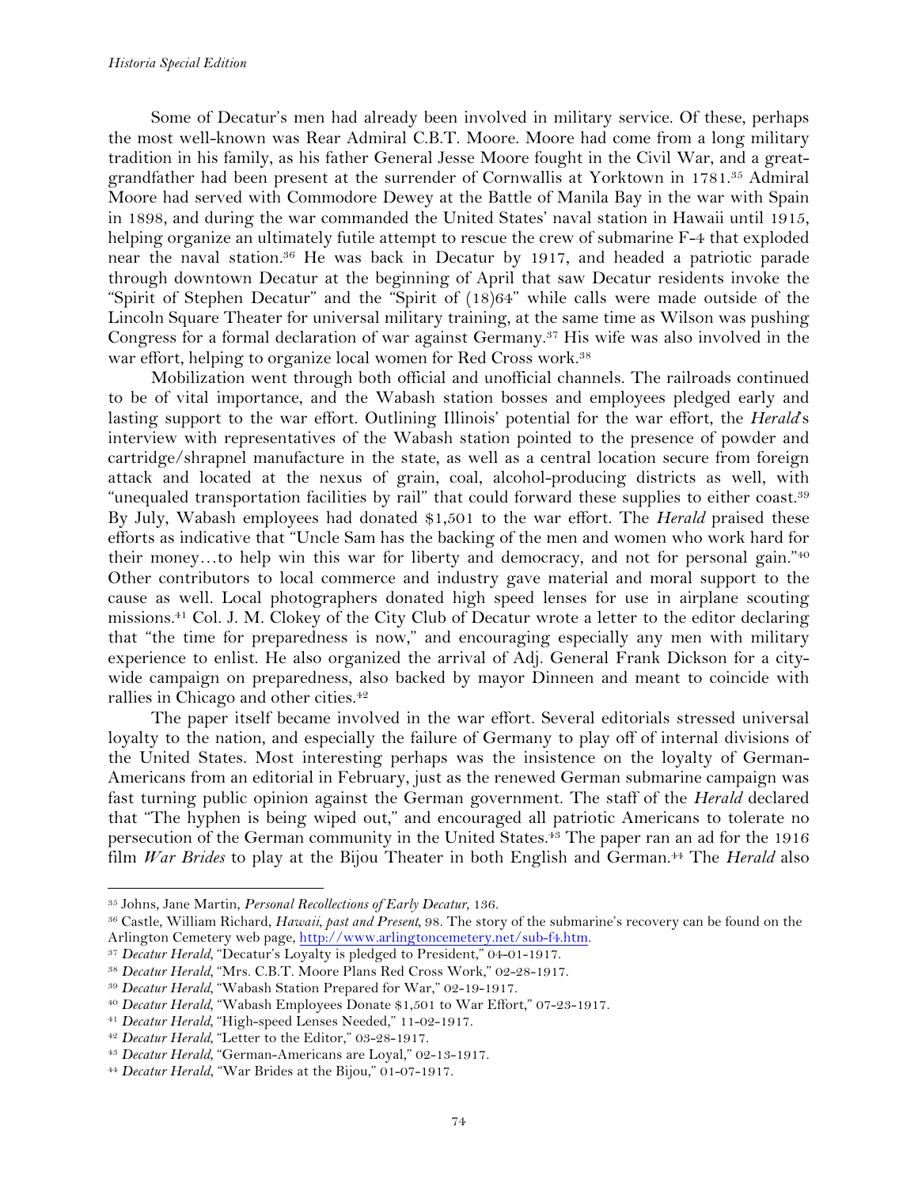Some of Decatur's men had already been involved in military service. Of these, perhaps the most well-known was Rear Admiral C.B.T. Moore. Moore had come from a long military tradition in his family, as his father General Jesse Moore fought in the Civil War, and a great-grandfather had been present at the surrender of Cornwallis at Yorktown in 1781.[35] Admiral Moore had served with Commodore Dewey at the Battle of Manila Bay in the war with Spain in 1898, and during the war commanded the United States' naval station in Hawaii until 1915, helping organize an ultimately futile attempt to rescue the crew of submarine F-4 that exploded near the naval station.[36] He was back in Decatur by 1917, and headed a patriotic parade through downtown Decatur at the beginning of April that saw Decatur residents invoke the "Spirit of Stephen Decatur" and the "Spirit of (18)64" while calls were made outside of the Lincoln Square Theater for universal military training, at the same time as Wilson was pushing Congress for a formal declaration of war against Germany.[37] His wife was also involved in the war effort, helping to organize local women for Red Cross work.[38]

Mobilization went through both official and unofficial channels. The railroads continued to be of vital importance, and the Wabash station bosses and employees pledged early and lasting support to the war effort. Outlining Illinois' potential for the war effort, the *Herald*'s interview with representatives of the Wabash station pointed to the presence of powder and cartridge/shrapnel manufacture in the state, as well as a central location secure from foreign attack and located at the nexus of grain, coal, alcohol-producing districts as well, with "unequaled transportation facilities by rail" that could forward these supplies to either coast.[39] By July, Wabash employees had donated $1,501 to the war effort. The *Herald* praised these efforts as indicative that "Uncle Sam has the backing of the men and women who work hard for their money…to help win this war for liberty and democracy, and not for personal gain."[40] Other contributors to local commerce and industry gave material and moral support to the cause as well. Local photographers donated high speed lenses for use in airplane scouting missions.[41] Col. J. M. Clokey of the City Club of Decatur wrote a letter to the editor declaring that "the time for preparedness is now," and encouraging especially any men with military experience to enlist. He also organized the arrival of Adj. General Frank Dickson for a city-wide campaign on preparedness, also backed by mayor Dinneen and meant to coincide with rallies in Chicago and other cities.[42]

The paper itself became involved in the war effort. Several editorials stressed universal loyalty to the nation, and especially the failure of Germany to play off of internal divisions of the United States. Most interesting perhaps was the insistence on the loyalty of German-Americans from an editorial in February, just as the renewed German submarine campaign was fast turning public opinion against the German government. The staff of the *Herald* declared that "The hyphen is being wiped out," and encouraged all patriotic Americans to tolerate no persecution of the German community in the United States.[43] The paper ran an ad for the 1916 film *War Brides* to play at the Bijou Theater in both English and German.[44] The *Herald* also

---

[35] Johns, Jane Martin, *Personal Recollections of Early Decatur*, 136.

[36] Castle, William Richard, *Hawaii, past and Present*, 98. The story of the submarine's recovery can be found on the Arlington Cemetery web page, http://www.arlingtoncemetery.net/sub-f4.htm.

[37] *Decatur Herald*, "Decatur's Loyalty is pledged to President," 04-01-1917.

[38] *Decatur Herald*, "Mrs. C.B.T. Moore Plans Red Cross Work," 02-28-1917.

[39] *Decatur Herald*, "Wabash Station Prepared for War," 02-19-1917.

[40] *Decatur Herald*, "Wabash Employees Donate $1,501 to War Effort," 07-23-1917.

[41] *Decatur Herald*, "High-speed Lenses Needed," 11-02-1917.

[42] *Decatur Herald*, "Letter to the Editor," 03-28-1917.

[43] *Decatur Herald*, "German-Americans are Loyal," 02-13-1917.

[44] *Decatur Herald*, "War Brides at the Bijou," 01-07-1917.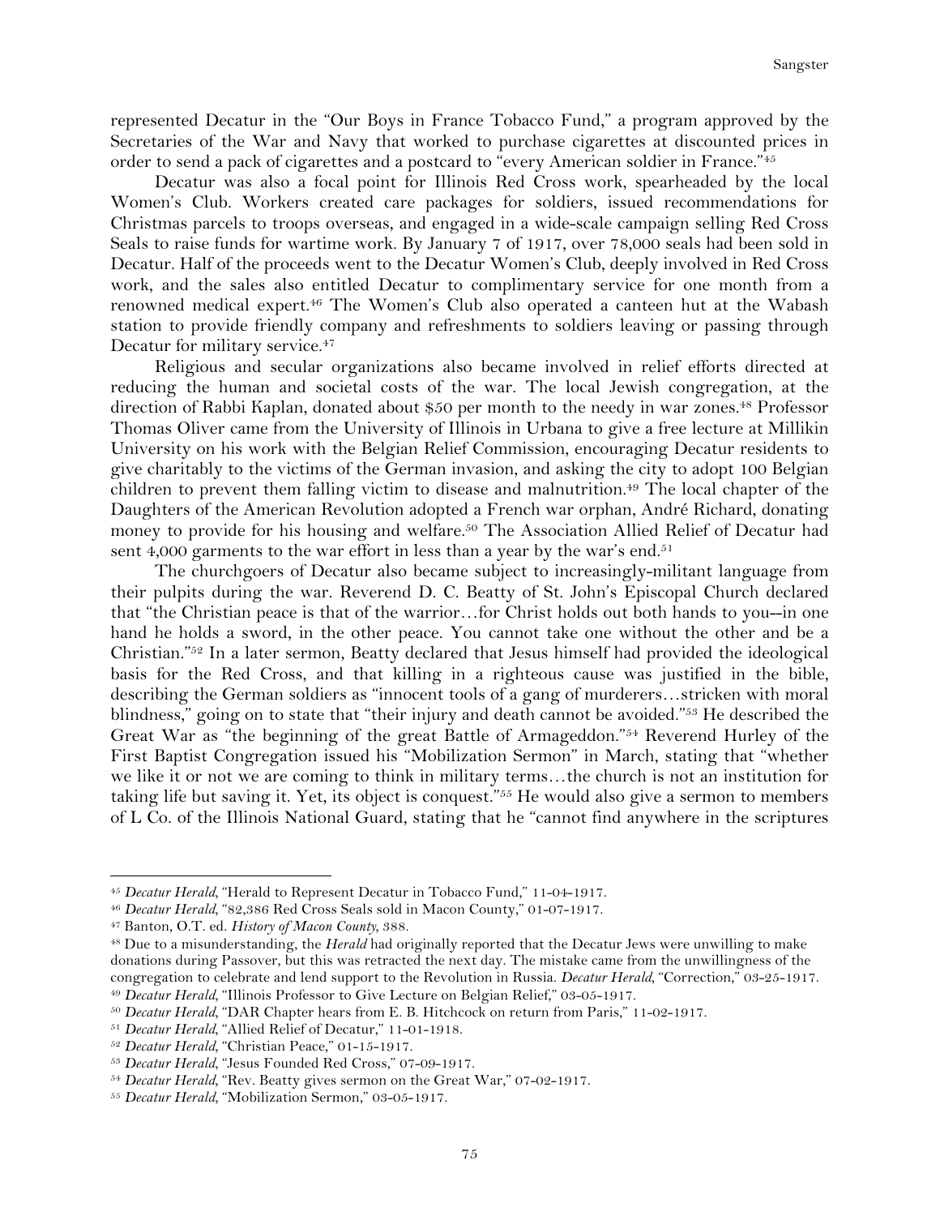represented Decatur in the "Our Boys in France Tobacco Fund," a program approved by the Secretaries of the War and Navy that worked to purchase cigarettes at discounted prices in order to send a pack of cigarettes and a postcard to "every American soldier in France."[45]

Decatur was also a focal point for Illinois Red Cross work, spearheaded by the local Women's Club. Workers created care packages for soldiers, issued recommendations for Christmas parcels to troops overseas, and engaged in a wide-scale campaign selling Red Cross Seals to raise funds for wartime work. By January 7 of 1917, over 78,000 seals had been sold in Decatur. Half of the proceeds went to the Decatur Women's Club, deeply involved in Red Cross work, and the sales also entitled Decatur to complimentary service for one month from a renowned medical expert.[46] The Women's Club also operated a canteen hut at the Wabash station to provide friendly company and refreshments to soldiers leaving or passing through Decatur for military service.[47]

Religious and secular organizations also became involved in relief efforts directed at reducing the human and societal costs of the war. The local Jewish congregation, at the direction of Rabbi Kaplan, donated about $50 per month to the needy in war zones.[48] Professor Thomas Oliver came from the University of Illinois in Urbana to give a free lecture at Millikin University on his work with the Belgian Relief Commission, encouraging Decatur residents to give charitably to the victims of the German invasion, and asking the city to adopt 100 Belgian children to prevent them falling victim to disease and malnutrition.[49] The local chapter of the Daughters of the American Revolution adopted a French war orphan, André Richard, donating money to provide for his housing and welfare.[50] The Association Allied Relief of Decatur had sent 4,000 garments to the war effort in less than a year by the war's end.[51]

The churchgoers of Decatur also became subject to increasingly-militant language from their pulpits during the war. Reverend D. C. Beatty of St. John's Episcopal Church declared that "the Christian peace is that of the warrior…for Christ holds out both hands to you--in one hand he holds a sword, in the other peace. You cannot take one without the other and be a Christian."[52] In a later sermon, Beatty declared that Jesus himself had provided the ideological basis for the Red Cross, and that killing in a righteous cause was justified in the bible, describing the German soldiers as "innocent tools of a gang of murderers…stricken with moral blindness," going on to state that "their injury and death cannot be avoided."[53] He described the Great War as "the beginning of the great Battle of Armageddon."[54] Reverend Hurley of the First Baptist Congregation issued his "Mobilization Sermon" in March, stating that "whether we like it or not we are coming to think in military terms…the church is not an institution for taking life but saving it. Yet, its object is conquest."[55] He would also give a sermon to members of L Co. of the Illinois National Guard, stating that he "cannot find anywhere in the scriptures

---

[45] *Decatur Herald*, "Herald to Represent Decatur in Tobacco Fund," 11-04-1917.

[46] *Decatur Herald*, "82,386 Red Cross Seals sold in Macon County," 01-07-1917.

[47] Banton, O.T. ed. *History of Macon County*, 388.

[48] Due to a misunderstanding, the *Herald* had originally reported that the Decatur Jews were unwilling to make donations during Passover, but this was retracted the next day. The mistake came from the unwillingness of the congregation to celebrate and lend support to the Revolution in Russia. *Decatur Herald*, "Correction," 03-25-1917.

[49] *Decatur Herald*, "Illinois Professor to Give Lecture on Belgian Relief," 03-05-1917.

[50] *Decatur Herald*, "DAR Chapter hears from E. B. Hitchcock on return from Paris," 11-02-1917.

[51] *Decatur Herald*, "Allied Relief of Decatur," 11-01-1918.

[52] *Decatur Herald*, "Christian Peace," 01-15-1917.

[53] *Decatur Herald*, "Jesus Founded Red Cross," 07-09-1917.

[54] *Decatur Herald*, "Rev. Beatty gives sermon on the Great War," 07-02-1917.

[55] *Decatur Herald*, "Mobilization Sermon," 03-05-1917.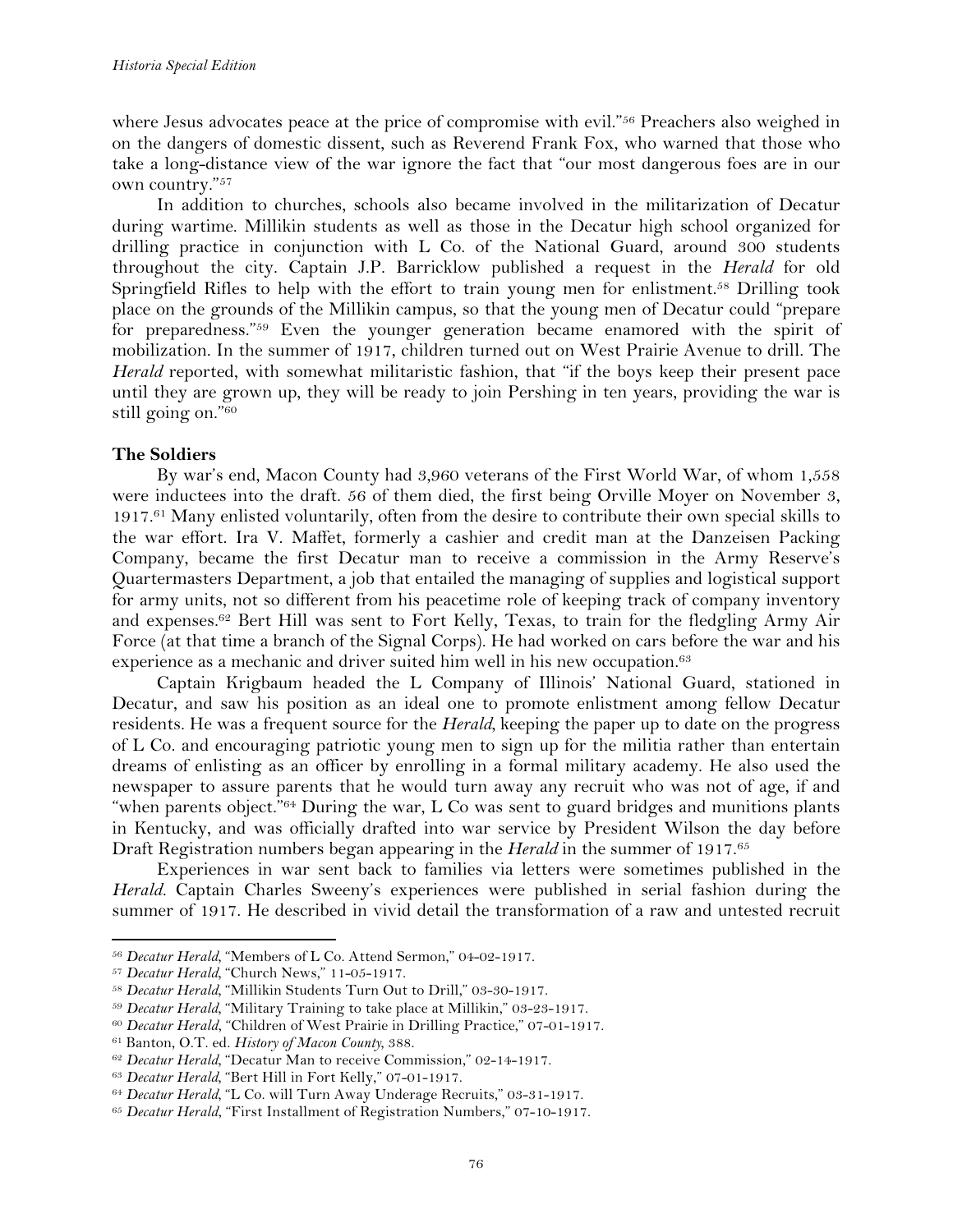where Jesus advocates peace at the price of compromise with evil."[56] Preachers also weighed in on the dangers of domestic dissent, such as Reverend Frank Fox, who warned that those who take a long-distance view of the war ignore the fact that "our most dangerous foes are in our own country."[57]

In addition to churches, schools also became involved in the militarization of Decatur during wartime. Millikin students as well as those in the Decatur high school organized for drilling practice in conjunction with L Co. of the National Guard, around 300 students throughout the city. Captain J.P. Barricklow published a request in the *Herald* for old Springfield Rifles to help with the effort to train young men for enlistment.[58] Drilling took place on the grounds of the Millikin campus, so that the young men of Decatur could "prepare for preparedness."[59] Even the younger generation became enamored with the spirit of mobilization. In the summer of 1917, children turned out on West Prairie Avenue to drill. The *Herald* reported, with somewhat militaristic fashion, that "if the boys keep their present pace until they are grown up, they will be ready to join Pershing in ten years, providing the war is still going on."[60]

### The Soldiers

By war's end, Macon County had 3,960 veterans of the First World War, of whom 1,558 were inductees into the draft. 56 of them died, the first being Orville Moyer on November 3, 1917.[61] Many enlisted voluntarily, often from the desire to contribute their own special skills to the war effort. Ira V. Maffet, formerly a cashier and credit man at the Danzeisen Packing Company, became the first Decatur man to receive a commission in the Army Reserve's Quartermasters Department, a job that entailed the managing of supplies and logistical support for army units, not so different from his peacetime role of keeping track of company inventory and expenses.[62] Bert Hill was sent to Fort Kelly, Texas, to train for the fledgling Army Air Force (at that time a branch of the Signal Corps). He had worked on cars before the war and his experience as a mechanic and driver suited him well in his new occupation.[63]

Captain Krigbaum headed the L Company of Illinois' National Guard, stationed in Decatur, and saw his position as an ideal one to promote enlistment among fellow Decatur residents. He was a frequent source for the *Herald*, keeping the paper up to date on the progress of L Co. and encouraging patriotic young men to sign up for the militia rather than entertain dreams of enlisting as an officer by enrolling in a formal military academy. He also used the newspaper to assure parents that he would turn away any recruit who was not of age, if and "when parents object."[64] During the war, L Co was sent to guard bridges and munitions plants in Kentucky, and was officially drafted into war service by President Wilson the day before Draft Registration numbers began appearing in the *Herald* in the summer of 1917.[65]

Experiences in war sent back to families via letters were sometimes published in the *Herald*. Captain Charles Sweeny's experiences were published in serial fashion during the summer of 1917. He described in vivid detail the transformation of a raw and untested recruit

---

[56] *Decatur Herald*, "Members of L Co. Attend Sermon," 04-02-1917.

[57] *Decatur Herald*, "Church News," 11-05-1917.

[58] *Decatur Herald*, "Millikin Students Turn Out to Drill," 03-30-1917.

[59] *Decatur Herald*, "Military Training to take place at Millikin," 03-23-1917.

[60] *Decatur Herald*, "Children of West Prairie in Drilling Practice," 07-01-1917.

[61] Banton, O.T. ed. *History of Macon County*, 388.

[62] *Decatur Herald*, "Decatur Man to receive Commission," 02-14-1917.

[63] *Decatur Herald*, "Bert Hill in Fort Kelly," 07-01-1917.

[64] *Decatur Herald*, "L Co. will Turn Away Underage Recruits," 03-31-1917.

[65] *Decatur Herald*, "First Installment of Registration Numbers," 07-10-1917.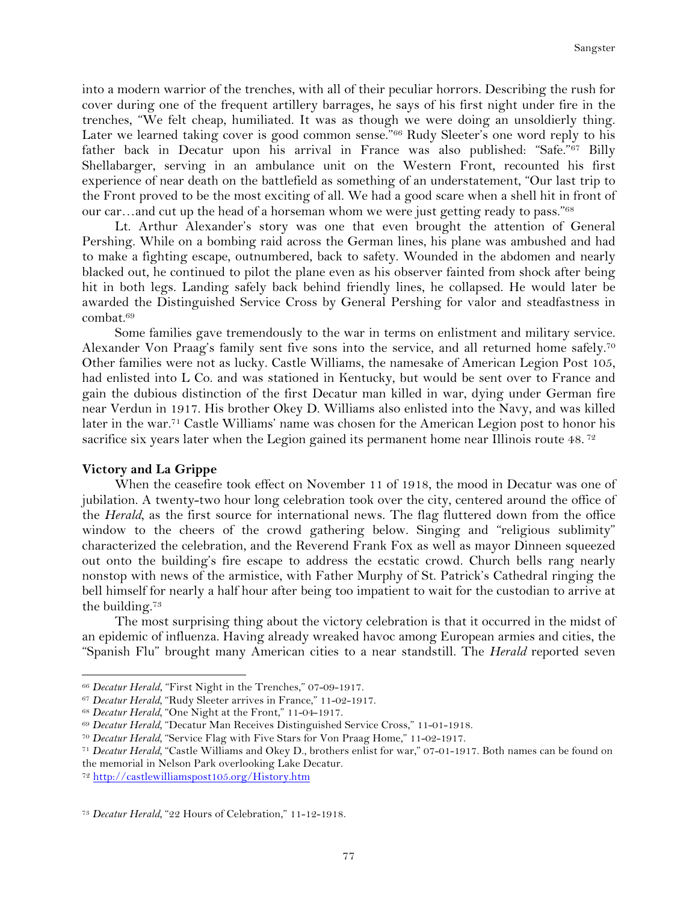into a modern warrior of the trenches, with all of their peculiar horrors. Describing the rush for cover during one of the frequent artillery barrages, he says of his first night under fire in the trenches, "We felt cheap, humiliated. It was as though we were doing an unsoldierly thing. Later we learned taking cover is good common sense."[66] Rudy Sleeter's one word reply to his father back in Decatur upon his arrival in France was also published: "Safe."[67] Billy Shellabarger, serving in an ambulance unit on the Western Front, recounted his first experience of near death on the battlefield as something of an understatement, "Our last trip to the Front proved to be the most exciting of all. We had a good scare when a shell hit in front of our car…and cut up the head of a horseman whom we were just getting ready to pass."[68]

Lt. Arthur Alexander's story was one that even brought the attention of General Pershing. While on a bombing raid across the German lines, his plane was ambushed and had to make a fighting escape, outnumbered, back to safety. Wounded in the abdomen and nearly blacked out, he continued to pilot the plane even as his observer fainted from shock after being hit in both legs. Landing safely back behind friendly lines, he collapsed. He would later be awarded the Distinguished Service Cross by General Pershing for valor and steadfastness in combat.[69]

Some families gave tremendously to the war in terms on enlistment and military service. Alexander Von Praag's family sent five sons into the service, and all returned home safely.[70] Other families were not as lucky. Castle Williams, the namesake of American Legion Post 105, had enlisted into L Co. and was stationed in Kentucky, but would be sent over to France and gain the dubious distinction of the first Decatur man killed in war, dying under German fire near Verdun in 1917. His brother Okey D. Williams also enlisted into the Navy, and was killed later in the war.[71] Castle Williams' name was chosen for the American Legion post to honor his sacrifice six years later when the Legion gained its permanent home near Illinois route 48. [72]

### Victory and La Grippe

When the ceasefire took effect on November 11 of 1918, the mood in Decatur was one of jubilation. A twenty-two hour long celebration took over the city, centered around the office of the *Herald*, as the first source for international news. The flag fluttered down from the office window to the cheers of the crowd gathering below. Singing and "religious sublimity" characterized the celebration, and the Reverend Frank Fox as well as mayor Dinneen squeezed out onto the building's fire escape to address the ecstatic crowd. Church bells rang nearly nonstop with news of the armistice, with Father Murphy of St. Patrick's Cathedral ringing the bell himself for nearly a half hour after being too impatient to wait for the custodian to arrive at the building.[73]

The most surprising thing about the victory celebration is that it occurred in the midst of an epidemic of influenza. Having already wreaked havoc among European armies and cities, the "Spanish Flu" brought many American cities to a near standstill. The *Herald* reported seven

---

[66] *Decatur Herald*, "First Night in the Trenches," 07-09-1917.

[67] *Decatur Herald*, "Rudy Sleeter arrives in France," 11-02-1917.

[68] *Decatur Herald*, "One Night at the Front," 11-04-1917.

[69] *Decatur Herald*, "Decatur Man Receives Distinguished Service Cross," 11-01-1918.

[70] *Decatur Herald*, "Service Flag with Five Stars for Von Praag Home," 11-02-1917.

[71] *Decatur Herald*, "Castle Williams and Okey D., brothers enlist for war," 07-01-1917. Both names can be found on the memorial in Nelson Park overlooking Lake Decatur.

[72] http://castlewilliamspost105.org/History.htm

[73] *Decatur Herald*, "22 Hours of Celebration," 11-12-1918.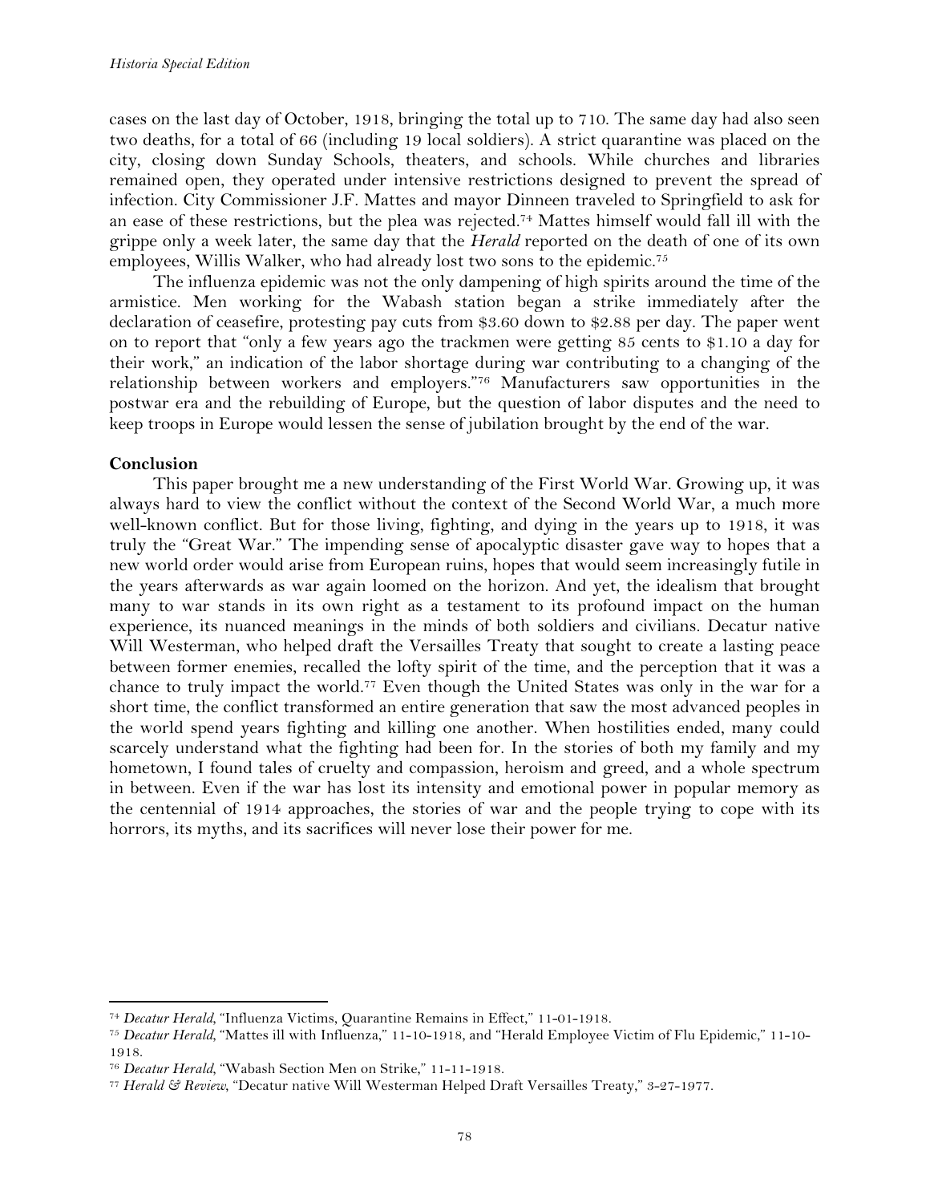cases on the last day of October, 1918, bringing the total up to 710. The same day had also seen two deaths, for a total of 66 (including 19 local soldiers). A strict quarantine was placed on the city, closing down Sunday Schools, theaters, and schools. While churches and libraries remained open, they operated under intensive restrictions designed to prevent the spread of infection. City Commissioner J.F. Mattes and mayor Dinneen traveled to Springfield to ask for an ease of these restrictions, but the plea was rejected.[74] Mattes himself would fall ill with the grippe only a week later, the same day that the *Herald* reported on the death of one of its own employees, Willis Walker, who had already lost two sons to the epidemic.[75]

The influenza epidemic was not the only dampening of high spirits around the time of the armistice. Men working for the Wabash station began a strike immediately after the declaration of ceasefire, protesting pay cuts from $3.60 down to $2.88 per day. The paper went on to report that "only a few years ago the trackmen were getting 85 cents to $1.10 a day for their work," an indication of the labor shortage during war contributing to a changing of the relationship between workers and employers."[76] Manufacturers saw opportunities in the postwar era and the rebuilding of Europe, but the question of labor disputes and the need to keep troops in Europe would lessen the sense of jubilation brought by the end of the war.

**Conclusion**

This paper brought me a new understanding of the First World War. Growing up, it was always hard to view the conflict without the context of the Second World War, a much more well-known conflict. But for those living, fighting, and dying in the years up to 1918, it was truly the "Great War." The impending sense of apocalyptic disaster gave way to hopes that a new world order would arise from European ruins, hopes that would seem increasingly futile in the years afterwards as war again loomed on the horizon. And yet, the idealism that brought many to war stands in its own right as a testament to its profound impact on the human experience, its nuanced meanings in the minds of both soldiers and civilians. Decatur native Will Westerman, who helped draft the Versailles Treaty that sought to create a lasting peace between former enemies, recalled the lofty spirit of the time, and the perception that it was a chance to truly impact the world.[77] Even though the United States was only in the war for a short time, the conflict transformed an entire generation that saw the most advanced peoples in the world spend years fighting and killing one another. When hostilities ended, many could scarcely understand what the fighting had been for. In the stories of both my family and my hometown, I found tales of cruelty and compassion, heroism and greed, and a whole spectrum in between. Even if the war has lost its intensity and emotional power in popular memory as the centennial of 1914 approaches, the stories of war and the people trying to cope with its horrors, its myths, and its sacrifices will never lose their power for me.

---

[74] *Decatur Herald*, "Influenza Victims, Quarantine Remains in Effect," 11-01-1918.

[75] *Decatur Herald*, "Mattes ill with Influenza," 11-10-1918, and "Herald Employee Victim of Flu Epidemic," 11-10-1918.

[76] *Decatur Herald*, "Wabash Section Men on Strike," 11-11-1918.

[77] *Herald & Review*, "Decatur native Will Westerman Helped Draft Versailles Treaty," 3-27-1977.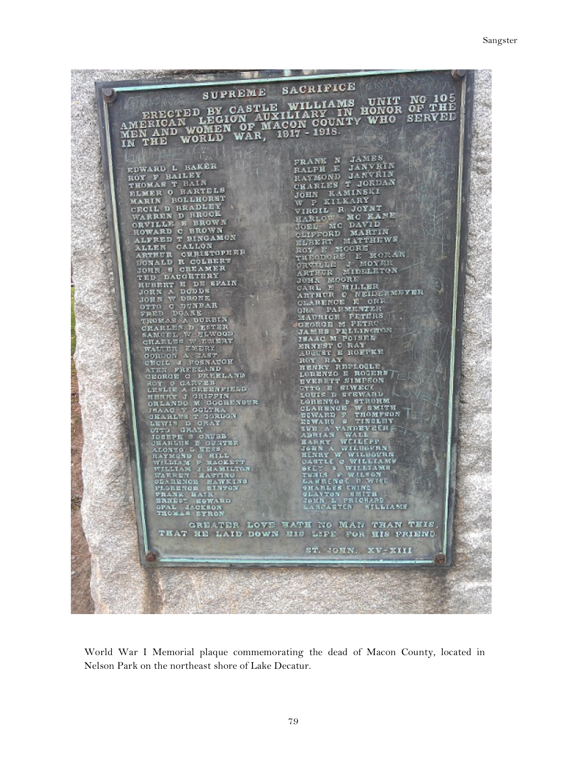World War I Memorial plaque commemorating the dead of Macon County, located in Nelson Park on the northeast shore of Lake Decatur.